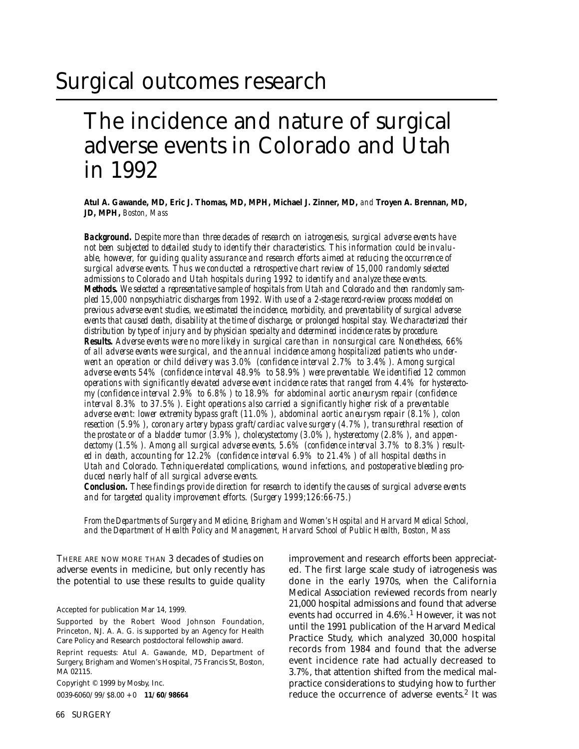# Surgical outcomes research

## The incidence and nature of surgical adverse events in Colorado and Utah in 1992

**Atul A. Gawande, MD, Eric J. Thomas, MD, MPH, Michael J. Zinner, MD,** *and* **Troyen A. Brennan, MD, JD, MPH,** *Boston, Mass*

***Background.*** *Despite more than three decades of research on iatrogenesis, surgical adverse events have not been subjected to detailed study to identify their characteristics. This information could be invaluable, however, for guiding quality assurance and research efforts aimed at reducing the occurrence of surgical adverse events. Thus we conducted a retrospective chart review of 15,000 randomly selected admissions to Colorado and Utah hospitals during 1992 to identify and analyze these events.*

***Methods.*** *We selected a representative sample of hospitals from Utah and Colorado and then randomly sampled 15,000 nonpsychiatric discharges from 1992. With use of a 2-stage record-review process modeled on previous adverse event studies, we estimated the incidence, morbidity, and preventability of surgical adverse events that caused death, disability at the time of discharge, or prolonged hospital stay. We characterized their distribution by type of injury and by physician specialty and determined incidence rates by procedure.*

***Results.*** *Adverse events were no more likely in surgical care than in nonsurgical care. Nonetheless, 66% of all adverse events were surgical, and the annual incidence among hospitalized patients who underwent an operation or child delivery was 3.0% (confidence interval 2.7% to 3.4%). Among surgical adverse events 54% (confidence interval 48.9% to 58.9%) were preventable. We identified 12 common operations with significantly elevated adverse event incidence rates that ranged from 4.4% for hysterectomy (confidence interval 2.9% to 6.8%) to 18.9% for abdominal aortic aneurysm repair (confidence interval 8.3% to 37.5%). Eight operations also carried a significantly higher risk of a preventable adverse event: lower extremity bypass graft (11.0%), abdominal aortic aneurysm repair (8.1%), colon resection (5.9%), coronary artery bypass graft/cardiac valve surgery (4.7%), transurethral resection of the prostate or of a bladder tumor (3.9%), cholecystectomy (3.0%), hysterectomy (2.8%), and appendectomy (1.5%). Among all surgical adverse events, 5.6% (confidence interval 3.7% to 8.3%) resulted in death, accounting for 12.2% (confidence interval 6.9% to 21.4%) of all hospital deaths in Utah and Colorado. Technique-related complications, wound infections, and postoperative bleeding produced nearly half of all surgical adverse events.*

***Conclusion.*** *These findings provide direction for research to identify the causes of surgical adverse events and for targeted quality improvement efforts. (Surgery 1999;126:66-75.)*

*From the Departments of Surgery and Medicine, Brigham and Women's Hospital and Harvard Medical School, and the Department of Health Policy and Management, Harvard School of Public Health, Boston, Mass*

There are now more than 3 decades of studies on adverse events in medicine, but only recently has the potential to use these results to guide quality improvement and research efforts been appreciated. The first large scale study of iatrogenesis was done in the early 1970s, when the California Medical Association reviewed records from nearly 21,000 hospital admissions and found that adverse events had occurred in 4.6%.[1] However, it was not until the 1991 publication of the Harvard Medical Practice Study, which analyzed 30,000 hospital records from 1984 and found that the adverse event incidence rate had actually decreased to 3.7%, that attention shifted from the medical malpractice considerations to studying how to further reduce the occurrence of adverse events.[2] It was

Accepted for publication Mar 14, 1999.

Supported by the Robert Wood Johnson Foundation, Princeton, NJ. A. A. G. is supported by an Agency for Health Care Policy and Research postdoctoral fellowship award.

Reprint requests: Atul A. Gawande, MD, Department of Surgery, Brigham and Women's Hospital, 75 Francis St, Boston, MA 02115.

Copyright © 1999 by Mosby, Inc.

0039-6060/99/$8.00 + 0 **11/60/98664**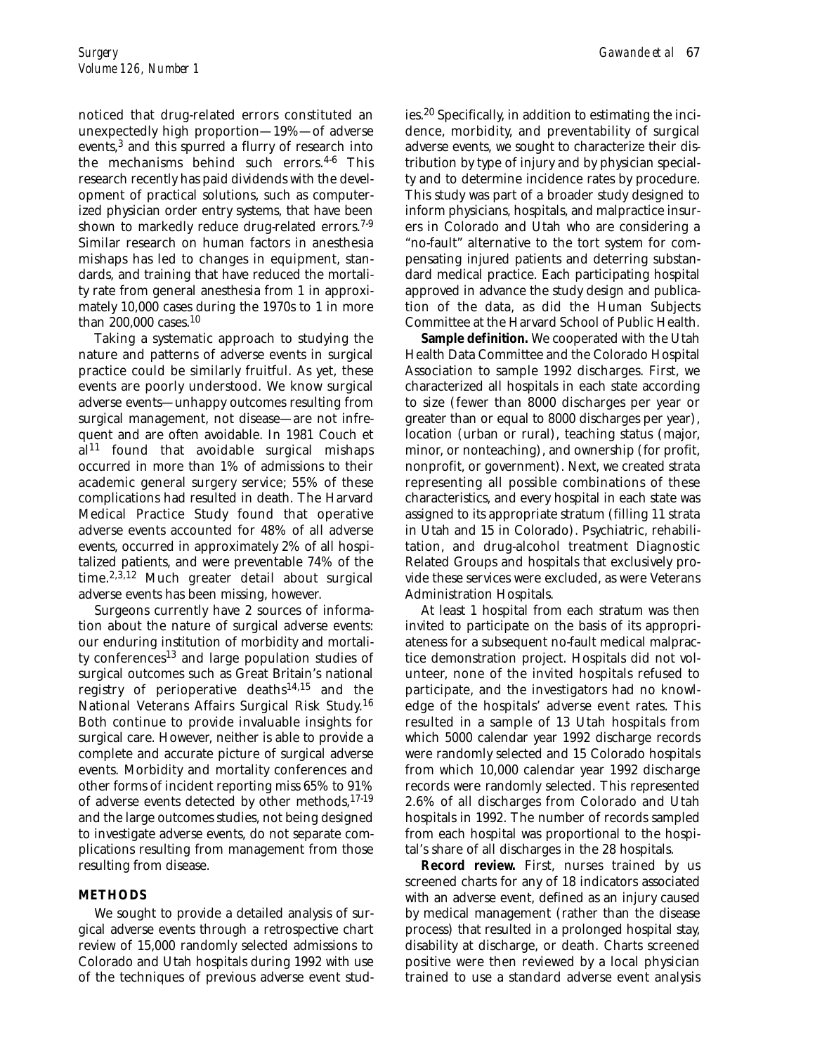noticed that drug-related errors constituted an unexpectedly high proportion—19%—of adverse events,[3] and this spurred a flurry of research into the mechanisms behind such errors.[4-6] This research recently has paid dividends with the development of practical solutions, such as computerized physician order entry systems, that have been shown to markedly reduce drug-related errors.[7-9] Similar research on human factors in anesthesia mishaps has led to changes in equipment, standards, and training that have reduced the mortality rate from general anesthesia from 1 in approximately 10,000 cases during the 1970s to 1 in more than 200,000 cases.[10]

Taking a systematic approach to studying the nature and patterns of adverse events in surgical practice could be similarly fruitful. As yet, these events are poorly understood. We know surgical adverse events—unhappy outcomes resulting from surgical management, not disease—are not infrequent and are often avoidable. In 1981 Couch et al[11] found that avoidable surgical mishaps occurred in more than 1% of admissions to their academic general surgery service; 55% of these complications had resulted in death. The Harvard Medical Practice Study found that operative adverse events accounted for 48% of all adverse events, occurred in approximately 2% of all hospitalized patients, and were preventable 74% of the time.[2,3,12] Much greater detail about surgical adverse events has been missing, however.

Surgeons currently have 2 sources of information about the nature of surgical adverse events: our enduring institution of morbidity and mortality conferences[13] and large population studies of surgical outcomes such as Great Britain's national registry of perioperative deaths[14,15] and the National Veterans Affairs Surgical Risk Study.[16] Both continue to provide invaluable insights for surgical care. However, neither is able to provide a complete and accurate picture of surgical adverse events. Morbidity and mortality conferences and other forms of incident reporting miss 65% to 91% of adverse events detected by other methods,[17-19] and the large outcomes studies, not being designed to investigate adverse events, do not separate complications resulting from management from those resulting from disease.

## METHODS

We sought to provide a detailed analysis of surgical adverse events through a retrospective chart review of 15,000 randomly selected admissions to Colorado and Utah hospitals during 1992 with use of the techniques of previous adverse event studies.[20] Specifically, in addition to estimating the incidence, morbidity, and preventability of surgical adverse events, we sought to characterize their distribution by type of injury and by physician specialty and to determine incidence rates by procedure. This study was part of a broader study designed to inform physicians, hospitals, and malpractice insurers in Colorado and Utah who are considering a "no-fault" alternative to the tort system for compensating injured patients and deterring substandard medical practice. Each participating hospital approved in advance the study design and publication of the data, as did the Human Subjects Committee at the Harvard School of Public Health.

**Sample definition.** We cooperated with the Utah Health Data Committee and the Colorado Hospital Association to sample 1992 discharges. First, we characterized all hospitals in each state according to size (fewer than 8000 discharges per year or greater than or equal to 8000 discharges per year), location (urban or rural), teaching status (major, minor, or nonteaching), and ownership (for profit, nonprofit, or government). Next, we created strata representing all possible combinations of these characteristics, and every hospital in each state was assigned to its appropriate stratum (filling 11 strata in Utah and 15 in Colorado). Psychiatric, rehabilitation, and drug-alcohol treatment Diagnostic Related Groups and hospitals that exclusively provide these services were excluded, as were Veterans Administration Hospitals.

At least 1 hospital from each stratum was then invited to participate on the basis of its appropriateness for a subsequent no-fault medical malpractice demonstration project. Hospitals did not volunteer, none of the invited hospitals refused to participate, and the investigators had no knowledge of the hospitals' adverse event rates. This resulted in a sample of 13 Utah hospitals from which 5000 calendar year 1992 discharge records were randomly selected and 15 Colorado hospitals from which 10,000 calendar year 1992 discharge records were randomly selected. This represented 2.6% of all discharges from Colorado and Utah hospitals in 1992. The number of records sampled from each hospital was proportional to the hospital's share of all discharges in the 28 hospitals.

**Record review.** First, nurses trained by us screened charts for any of 18 indicators associated with an adverse event, defined as an injury caused by medical management (rather than the disease process) that resulted in a prolonged hospital stay, disability at discharge, or death. Charts screened positive were then reviewed by a local physician trained to use a standard adverse event analysis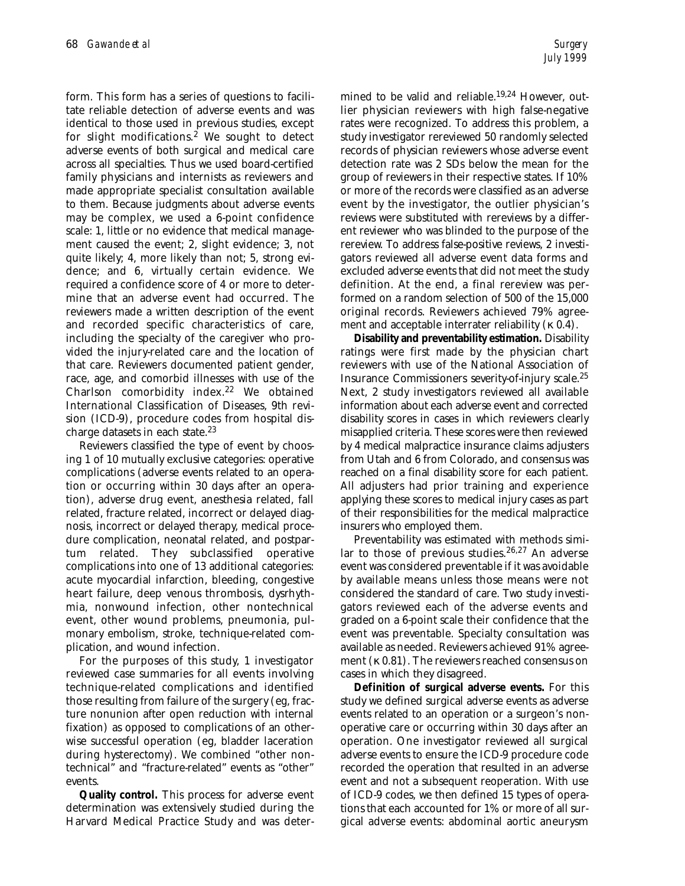form. This form has a series of questions to facilitate reliable detection of adverse events and was identical to those used in previous studies, except for slight modifications.[2] We sought to detect adverse events of both surgical and medical care across all specialties. Thus we used board-certified family physicians and internists as reviewers and made appropriate specialist consultation available to them. Because judgments about adverse events may be complex, we used a 6-point confidence scale: 1, little or no evidence that medical management caused the event; 2, slight evidence; 3, not quite likely; 4, more likely than not; 5, strong evidence; and 6, virtually certain evidence. We required a confidence score of 4 or more to determine that an adverse event had occurred. The reviewers made a written description of the event and recorded specific characteristics of care, including the specialty of the caregiver who provided the injury-related care and the location of that care. Reviewers documented patient gender, race, age, and comorbid illnesses with use of the Charlson comorbidity index.[22] We obtained International Classification of Diseases, 9th revision (ICD-9), procedure codes from hospital discharge datasets in each state.[23]

Reviewers classified the type of event by choosing 1 of 10 mutually exclusive categories: operative complications (adverse events related to an operation or occurring within 30 days after an operation), adverse drug event, anesthesia related, fall related, fracture related, incorrect or delayed diagnosis, incorrect or delayed therapy, medical procedure complication, neonatal related, and postpartum related. They subclassified operative complications into one of 13 additional categories: acute myocardial infarction, bleeding, congestive heart failure, deep venous thrombosis, dysrhythmia, nonwound infection, other nontechnical event, other wound problems, pneumonia, pulmonary embolism, stroke, technique-related complication, and wound infection.

For the purposes of this study, 1 investigator reviewed case summaries for all events involving technique-related complications and identified those resulting from failure of the surgery (eg, fracture nonunion after open reduction with internal fixation) as opposed to complications of an otherwise successful operation (eg, bladder laceration during hysterectomy). We combined "other nontechnical" and "fracture-related" events as "other" events.

**Quality control.** This process for adverse event determination was extensively studied during the Harvard Medical Practice Study and was determined to be valid and reliable.[19,24] However, outlier physician reviewers with high false-negative rates were recognized. To address this problem, a study investigator rereviewed 50 randomly selected records of physician reviewers whose adverse event detection rate was 2 SDs below the mean for the group of reviewers in their respective states. If 10% or more of the records were classified as an adverse event by the investigator, the outlier physician's reviews were substituted with rereviews by a different reviewer who was blinded to the purpose of the rereview. To address false-positive reviews, 2 investigators reviewed all adverse event data forms and excluded adverse events that did not meet the study definition. At the end, a final rereview was performed on a random selection of 500 of the 15,000 original records. Reviewers achieved 79% agreement and acceptable interrater reliability ($\kappa$ 0.4).

**Disability and preventability estimation.** Disability ratings were first made by the physician chart reviewers with use of the National Association of Insurance Commissioners severity-of-injury scale.[25] Next, 2 study investigators reviewed all available information about each adverse event and corrected disability scores in cases in which reviewers clearly misapplied criteria. These scores were then reviewed by 4 medical malpractice insurance claims adjusters from Utah and 6 from Colorado, and consensus was reached on a final disability score for each patient. All adjusters had prior training and experience applying these scores to medical injury cases as part of their responsibilities for the medical malpractice insurers who employed them.

Preventability was estimated with methods similar to those of previous studies.[26,27] An adverse event was considered preventable if it was avoidable by available means unless those means were not considered the standard of care. Two study investigators reviewed each of the adverse events and graded on a 6-point scale their confidence that the event was preventable. Specialty consultation was available as needed. Reviewers achieved 91% agreement ($\kappa$ 0.81). The reviewers reached consensus on cases in which they disagreed.

**Definition of surgical adverse events.** For this study we defined surgical adverse events as adverse events related to an operation or a surgeon's nonoperative care or occurring within 30 days after an operation. One investigator reviewed all surgical adverse events to ensure the ICD-9 procedure code recorded the operation that resulted in an adverse event and not a subsequent reoperation. With use of ICD-9 codes, we then defined 15 types of operations that each accounted for 1% or more of all surgical adverse events: abdominal aortic aneurysm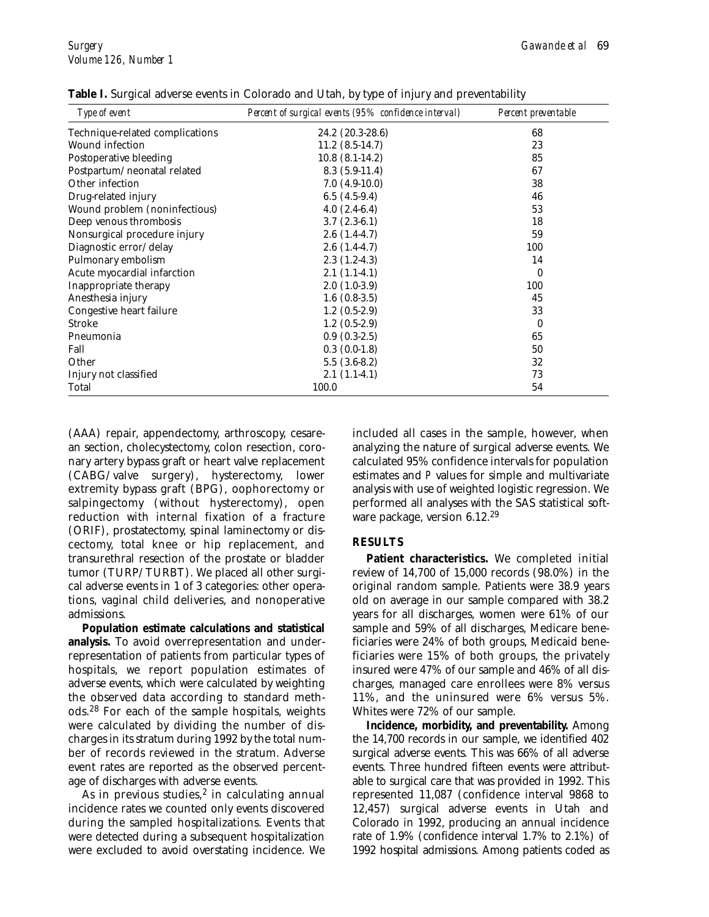**Table I.** Surgical adverse events in Colorado and Utah, by type of injury and preventability

| *Type of event* | *Percent of surgical events (95% confidence interval)* | *Percent preventable* |
|---|---|---|
| Technique-related complications | 24.2 (20.3-28.6) | 68 |
| Wound infection | 11.2 (8.5-14.7) | 23 |
| Postoperative bleeding | 10.8 (8.1-14.2) | 85 |
| Postpartum/neonatal related | 8.3 (5.9-11.4) | 67 |
| Other infection | 7.0 (4.9-10.0) | 38 |
| Drug-related injury | 6.5 (4.5-9.4) | 46 |
| Wound problem (noninfectious) | 4.0 (2.4-6.4) | 53 |
| Deep venous thrombosis | 3.7 (2.3-6.1) | 18 |
| Nonsurgical procedure injury | 2.6 (1.4-4.7) | 59 |
| Diagnostic error/delay | 2.6 (1.4-4.7) | 100 |
| Pulmonary embolism | 2.3 (1.2-4.3) | 14 |
| Acute myocardial infarction | 2.1 (1.1-4.1) | 0 |
| Inappropriate therapy | 2.0 (1.0-3.9) | 100 |
| Anesthesia injury | 1.6 (0.8-3.5) | 45 |
| Congestive heart failure | 1.2 (0.5-2.9) | 33 |
| Stroke | 1.2 (0.5-2.9) | 0 |
| Pneumonia | 0.9 (0.3-2.5) | 65 |
| Fall | 0.3 (0.0-1.8) | 50 |
| Other | 5.5 (3.6-8.2) | 32 |
| Injury not classified | 2.1 (1.1-4.1) | 73 |
| Total | 100.0 | 54 |

(AAA) repair, appendectomy, arthroscopy, cesarean section, cholecystectomy, colon resection, coronary artery bypass graft or heart valve replacement (CABG/valve surgery), hysterectomy, lower extremity bypass graft (BPG), oophorectomy or salpingectomy (without hysterectomy), open reduction with internal fixation of a fracture (ORIF), prostatectomy, spinal laminectomy or discectomy, total knee or hip replacement, and transurethral resection of the prostate or bladder tumor (TURP/TURBT). We placed all other surgical adverse events in 1 of 3 categories: other operations, vaginal child deliveries, and nonoperative admissions.

**Population estimate calculations and statistical analysis.** To avoid overrepresentation and underrepresentation of patients from particular types of hospitals, we report population estimates of adverse events, which were calculated by weighting the observed data according to standard methods.[28] For each of the sample hospitals, weights were calculated by dividing the number of discharges in its stratum during 1992 by the total number of records reviewed in the stratum. Adverse event rates are reported as the observed percentage of discharges with adverse events.

As in previous studies,[2] in calculating annual incidence rates we counted only events discovered during the sampled hospitalizations. Events that were detected during a subsequent hospitalization were excluded to avoid overstating incidence. We included all cases in the sample, however, when analyzing the nature of surgical adverse events. We calculated 95% confidence intervals for population estimates and *P* values for simple and multivariate analysis with use of weighted logistic regression. We performed all analyses with the SAS statistical software package, version 6.12.[29]

## RESULTS

**Patient characteristics.** We completed initial review of 14,700 of 15,000 records (98.0%) in the original random sample. Patients were 38.9 years old on average in our sample compared with 38.2 years for all discharges, women were 61% of our sample and 59% of all discharges, Medicare beneficiaries were 24% of both groups, Medicaid beneficiaries were 15% of both groups, the privately insured were 47% of our sample and 46% of all discharges, managed care enrollees were 8% versus 11%, and the uninsured were 6% versus 5%. Whites were 72% of our sample.

**Incidence, morbidity, and preventability.** Among the 14,700 records in our sample, we identified 402 surgical adverse events. This was 66% of all adverse events. Three hundred fifteen events were attributable to surgical care that was provided in 1992. This represented 11,087 (confidence interval 9868 to 12,457) surgical adverse events in Utah and Colorado in 1992, producing an annual incidence rate of 1.9% (confidence interval 1.7% to 2.1%) of 1992 hospital admissions. Among patients coded as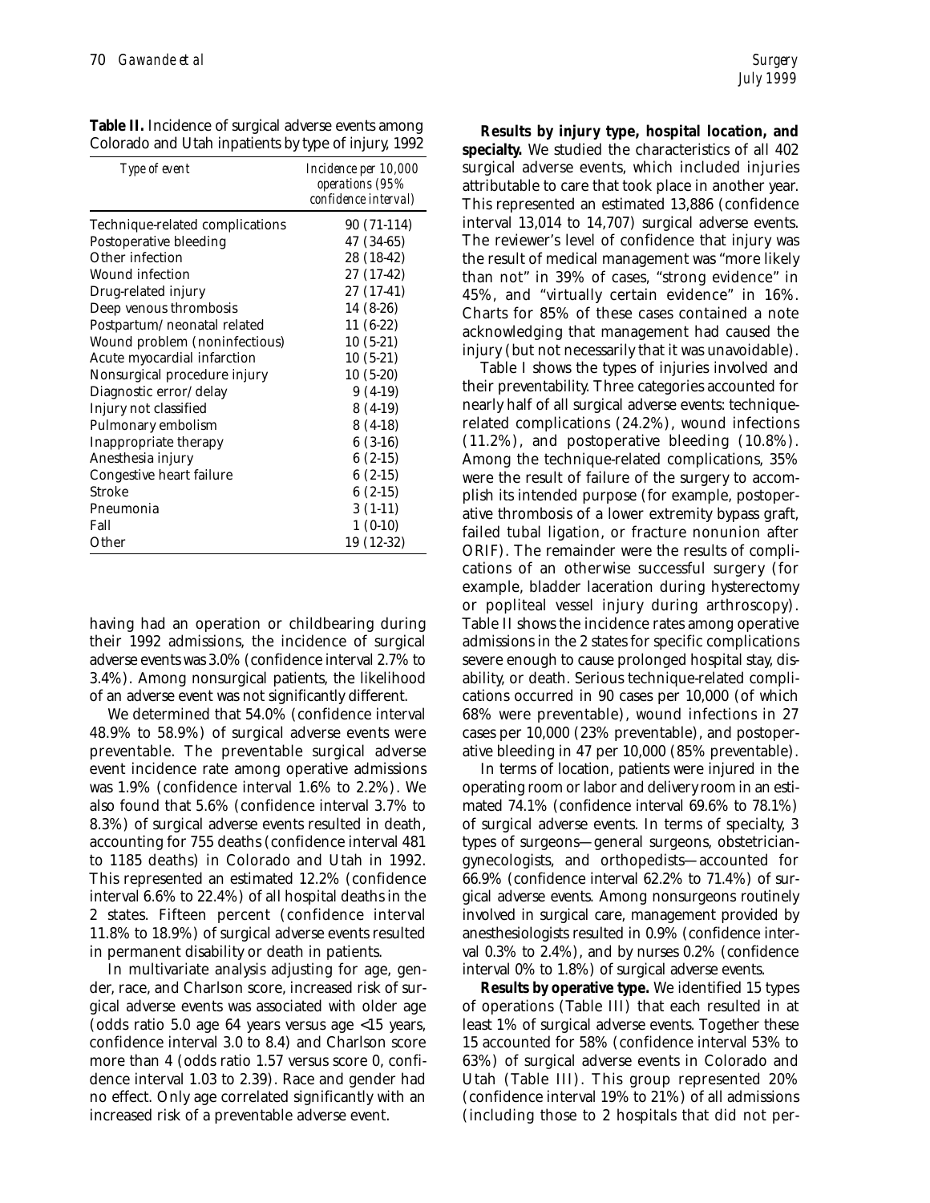**Table II.** Incidence of surgical adverse events among Colorado and Utah inpatients by type of injury, 1992

| *Type of event* | *Incidence per 10,000 operations (95% confidence interval)* |
|---|---|
| Technique-related complications | 90 (71-114) |
| Postoperative bleeding | 47 (34-65) |
| Other infection | 28 (18-42) |
| Wound infection | 27 (17-42) |
| Drug-related injury | 27 (17-41) |
| Deep venous thrombosis | 14 (8-26) |
| Postpartum/neonatal related | 11 (6-22) |
| Wound problem (noninfectious) | 10 (5-21) |
| Acute myocardial infarction | 10 (5-21) |
| Nonsurgical procedure injury | 10 (5-20) |
| Diagnostic error/delay | 9 (4-19) |
| Injury not classified | 8 (4-19) |
| Pulmonary embolism | 8 (4-18) |
| Inappropriate therapy | 6 (3-16) |
| Anesthesia injury | 6 (2-15) |
| Congestive heart failure | 6 (2-15) |
| Stroke | 6 (2-15) |
| Pneumonia | 3 (1-11) |
| Fall | 1 (0-10) |
| Other | 19 (12-32) |

having had an operation or childbearing during their 1992 admissions, the incidence of surgical adverse events was 3.0% (confidence interval 2.7% to 3.4%). Among nonsurgical patients, the likelihood of an adverse event was not significantly different.

We determined that 54.0% (confidence interval 48.9% to 58.9%) of surgical adverse events were preventable. The preventable surgical adverse event incidence rate among operative admissions was 1.9% (confidence interval 1.6% to 2.2%). We also found that 5.6% (confidence interval 3.7% to 8.3%) of surgical adverse events resulted in death, accounting for 755 deaths (confidence interval 481 to 1185 deaths) in Colorado and Utah in 1992. This represented an estimated 12.2% (confidence interval 6.6% to 22.4%) of all hospital deaths in the 2 states. Fifteen percent (confidence interval 11.8% to 18.9%) of surgical adverse events resulted in permanent disability or death in patients.

In multivariate analysis adjusting for age, gender, race, and Charlson score, increased risk of surgical adverse events was associated with older age (odds ratio 5.0 age 64 years versus age <15 years, confidence interval 3.0 to 8.4) and Charlson score more than 4 (odds ratio 1.57 versus score 0, confidence interval 1.03 to 2.39). Race and gender had no effect. Only age correlated significantly with an increased risk of a preventable adverse event.

**Results by injury type, hospital location, and specialty.** We studied the characteristics of all 402 surgical adverse events, which included injuries attributable to care that took place in another year. This represented an estimated 13,886 (confidence interval 13,014 to 14,707) surgical adverse events. The reviewer's level of confidence that injury was the result of medical management was "more likely than not" in 39% of cases, "strong evidence" in 45%, and "virtually certain evidence" in 16%. Charts for 85% of these cases contained a note acknowledging that management had caused the injury (but not necessarily that it was unavoidable).

Table I shows the types of injuries involved and their preventability. Three categories accounted for nearly half of all surgical adverse events: technique-related complications (24.2%), wound infections (11.2%), and postoperative bleeding (10.8%). Among the technique-related complications, 35% were the result of failure of the surgery to accomplish its intended purpose (for example, postoperative thrombosis of a lower extremity bypass graft, failed tubal ligation, or fracture nonunion after ORIF). The remainder were the results of complications of an otherwise successful surgery (for example, bladder laceration during hysterectomy or popliteal vessel injury during arthroscopy). Table II shows the incidence rates among operative admissions in the 2 states for specific complications severe enough to cause prolonged hospital stay, disability, or death. Serious technique-related complications occurred in 90 cases per 10,000 (of which 68% were preventable), wound infections in 27 cases per 10,000 (23% preventable), and postoperative bleeding in 47 per 10,000 (85% preventable).

In terms of location, patients were injured in the operating room or labor and delivery room in an estimated 74.1% (confidence interval 69.6% to 78.1%) of surgical adverse events. In terms of specialty, 3 types of surgeons—general surgeons, obstetrician-gynecologists, and orthopedists—accounted for 66.9% (confidence interval 62.2% to 71.4%) of surgical adverse events. Among nonsurgeons routinely involved in surgical care, management provided by anesthesiologists resulted in 0.9% (confidence interval 0.3% to 2.4%), and by nurses 0.2% (confidence interval 0% to 1.8%) of surgical adverse events.

**Results by operative type.** We identified 15 types of operations (Table III) that each resulted in at least 1% of surgical adverse events. Together these 15 accounted for 58% (confidence interval 53% to 63%) of surgical adverse events in Colorado and Utah (Table III). This group represented 20% (confidence interval 19% to 21%) of all admissions (including those to 2 hospitals that did not per-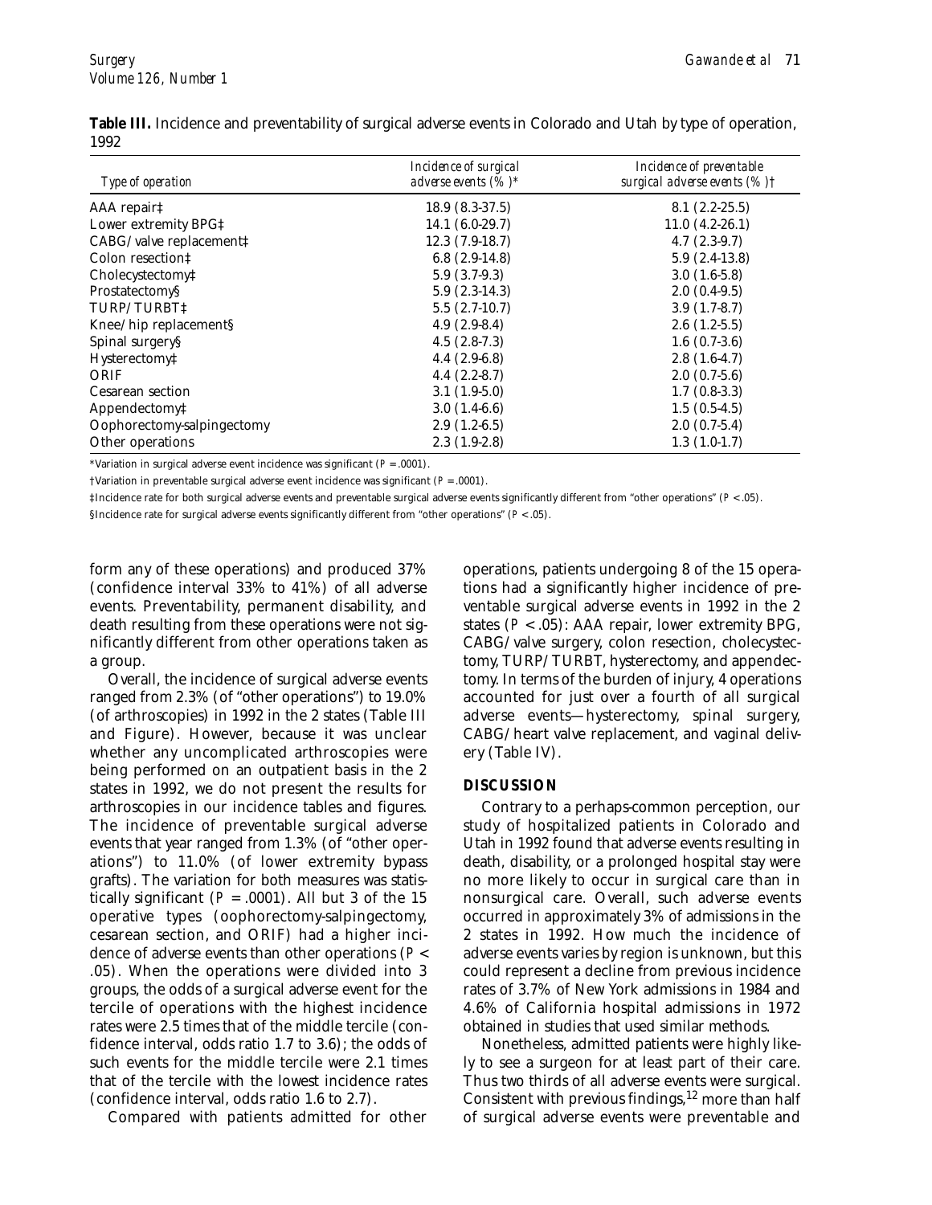**Table III.** Incidence and preventability of surgical adverse events in Colorado and Utah by type of operation, 1992

| *Type of operation* | *Incidence of surgical adverse events (%)\** | *Incidence of preventable surgical adverse events (%)†* |
|---|---|---|
| AAA repair‡ | 18.9 (8.3-37.5) | 8.1 (2.2-25.5) |
| Lower extremity BPG‡ | 14.1 (6.0-29.7) | 11.0 (4.2-26.1) |
| CABG/valve replacement‡ | 12.3 (7.9-18.7) | 4.7 (2.3-9.7) |
| Colon resection‡ | 6.8 (2.9-14.8) | 5.9 (2.4-13.8) |
| Cholecystectomy‡ | 5.9 (3.7-9.3) | 3.0 (1.6-5.8) |
| Prostatectomy§ | 5.9 (2.3-14.3) | 2.0 (0.4-9.5) |
| TURP/TURBT‡ | 5.5 (2.7-10.7) | 3.9 (1.7-8.7) |
| Knee/hip replacement§ | 4.9 (2.9-8.4) | 2.6 (1.2-5.5) |
| Spinal surgery§ | 4.5 (2.8-7.3) | 1.6 (0.7-3.6) |
| Hysterectomy‡ | 4.4 (2.9-6.8) | 2.8 (1.6-4.7) |
| ORIF | 4.4 (2.2-8.7) | 2.0 (0.7-5.6) |
| Cesarean section | 3.1 (1.9-5.0) | 1.7 (0.8-3.3) |
| Appendectomy‡ | 3.0 (1.4-6.6) | 1.5 (0.5-4.5) |
| Oophorectomy-salpingectomy | 2.9 (1.2-6.5) | 2.0 (0.7-5.4) |
| Other operations | 2.3 (1.9-2.8) | 1.3 (1.0-1.7) |

\*Variation in surgical adverse event incidence was significant ($P = .0001$).

†Variation in preventable surgical adverse event incidence was significant ($P = .0001$).

‡Incidence rate for both surgical adverse events and preventable surgical adverse events significantly different from "other operations" ($P < .05$).

§Incidence rate for surgical adverse events significantly different from "other operations" ($P < .05$).

form any of these operations) and produced 37% (confidence interval 33% to 41%) of all adverse events. Preventability, permanent disability, and death resulting from these operations were not significantly different from other operations taken as a group.

Overall, the incidence of surgical adverse events ranged from 2.3% (of "other operations") to 19.0% (of arthroscopies) in 1992 in the 2 states (Table III and Figure). However, because it was unclear whether any uncomplicated arthroscopies were being performed on an outpatient basis in the 2 states in 1992, we do not present the results for arthroscopies in our incidence tables and figures. The incidence of preventable surgical adverse events that year ranged from 1.3% (of "other operations") to 11.0% (of lower extremity bypass grafts). The variation for both measures was statistically significant ($P = .0001$). All but 3 of the 15 operative types (oophorectomy-salpingectomy, cesarean section, and ORIF) had a higher incidence of adverse events than other operations ($P < .05$). When the operations were divided into 3 groups, the odds of a surgical adverse event for the tercile of operations with the highest incidence rates were 2.5 times that of the middle tercile (confidence interval, odds ratio 1.7 to 3.6); the odds of such events for the middle tercile were 2.1 times that of the tercile with the lowest incidence rates (confidence interval, odds ratio 1.6 to 2.7).

Compared with patients admitted for other operations, patients undergoing 8 of the 15 operations had a significantly higher incidence of preventable surgical adverse events in 1992 in the 2 states ($P < .05$): AAA repair, lower extremity BPG, CABG/valve surgery, colon resection, cholecystectomy, TURP/TURBT, hysterectomy, and appendectomy. In terms of the burden of injury, 4 operations accounted for just over a fourth of all surgical adverse events—hysterectomy, spinal surgery, CABG/heart valve replacement, and vaginal delivery (Table IV).

## DISCUSSION

Contrary to a perhaps-common perception, our study of hospitalized patients in Colorado and Utah in 1992 found that adverse events resulting in death, disability, or a prolonged hospital stay were no more likely to occur in surgical care than in nonsurgical care. Overall, such adverse events occurred in approximately 3% of admissions in the 2 states in 1992. How much the incidence of adverse events varies by region is unknown, but this could represent a decline from previous incidence rates of 3.7% of New York admissions in 1984 and 4.6% of California hospital admissions in 1972 obtained in studies that used similar methods.

Nonetheless, admitted patients were highly likely to see a surgeon for at least part of their care. Thus two thirds of all adverse events were surgical. Consistent with previous findings,[12] more than half of surgical adverse events were preventable and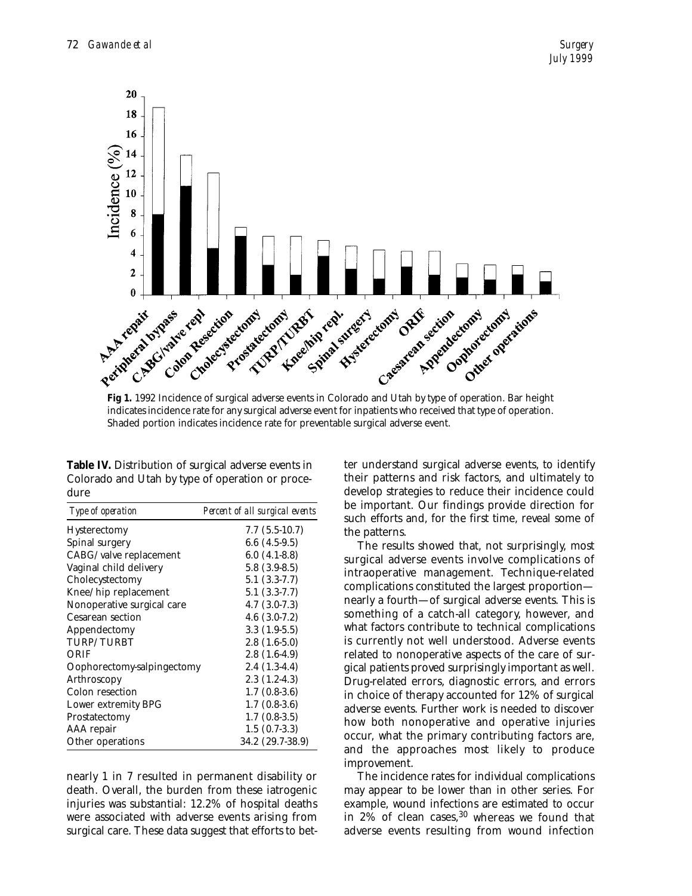**Fig 1.** 1992 Incidence of surgical adverse events in Colorado and Utah by type of operation. Bar height indicates incidence rate for any surgical adverse event for inpatients who received that type of operation. Shaded portion indicates incidence rate for preventable surgical adverse event.

**Table IV.** Distribution of surgical adverse events in Colorado and Utah by type of operation or procedure

| *Type of operation* | *Percent of all surgical events* |
|---|---|
| Hysterectomy | 7.7 (5.5-10.7) |
| Spinal surgery | 6.6 (4.5-9.5) |
| CABG/valve replacement | 6.0 (4.1-8.8) |
| Vaginal child delivery | 5.8 (3.9-8.5) |
| Cholecystectomy | 5.1 (3.3-7.7) |
| Knee/hip replacement | 5.1 (3.3-7.7) |
| Nonoperative surgical care | 4.7 (3.0-7.3) |
| Cesarean section | 4.6 (3.0-7.2) |
| Appendectomy | 3.3 (1.9-5.5) |
| TURP/TURBT | 2.8 (1.6-5.0) |
| ORIF | 2.8 (1.6-4.9) |
| Oophorectomy-salpingectomy | 2.4 (1.3-4.4) |
| Arthroscopy | 2.3 (1.2-4.3) |
| Colon resection | 1.7 (0.8-3.6) |
| Lower extremity BPG | 1.7 (0.8-3.6) |
| Prostatectomy | 1.7 (0.8-3.5) |
| AAA repair | 1.5 (0.7-3.3) |
| Other operations | 34.2 (29.7-38.9) |

nearly 1 in 7 resulted in permanent disability or death. Overall, the burden from these iatrogenic injuries was substantial: 12.2% of hospital deaths were associated with adverse events arising from surgical care. These data suggest that efforts to better understand surgical adverse events, to identify their patterns and risk factors, and ultimately to develop strategies to reduce their incidence could be important. Our findings provide direction for such efforts and, for the first time, reveal some of the patterns.

The results showed that, not surprisingly, most surgical adverse events involve complications of intraoperative management. Technique-related complications constituted the largest proportion—nearly a fourth—of surgical adverse events. This is something of a catch-all category, however, and what factors contribute to technical complications is currently not well understood. Adverse events related to nonoperative aspects of the care of surgical patients proved surprisingly important as well. Drug-related errors, diagnostic errors, and errors in choice of therapy accounted for 12% of surgical adverse events. Further work is needed to discover how both nonoperative and operative injuries occur, what the primary contributing factors are, and the approaches most likely to produce improvement.

The incidence rates for individual complications may appear to be lower than in other series. For example, wound infections are estimated to occur in 2% of clean cases,[30] whereas we found that adverse events resulting from wound infection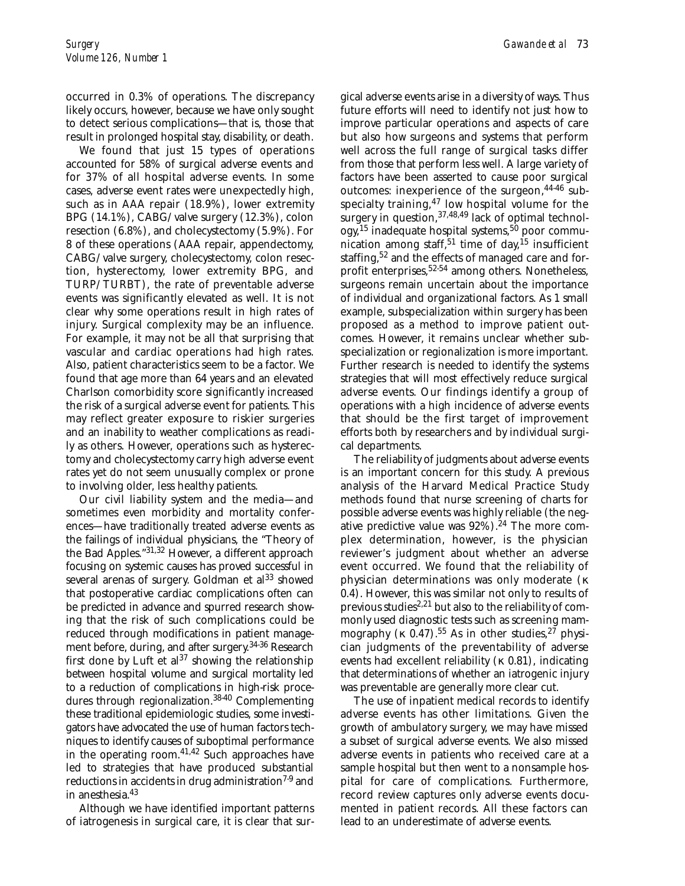occurred in 0.3% of operations. The discrepancy likely occurs, however, because we have only sought to detect serious complications—that is, those that result in prolonged hospital stay, disability, or death.

We found that just 15 types of operations accounted for 58% of surgical adverse events and for 37% of all hospital adverse events. In some cases, adverse event rates were unexpectedly high, such as in AAA repair (18.9%), lower extremity BPG (14.1%), CABG/valve surgery (12.3%), colon resection (6.8%), and cholecystectomy (5.9%). For 8 of these operations (AAA repair, appendectomy, CABG/valve surgery, cholecystectomy, colon resection, hysterectomy, lower extremity BPG, and TURP/TURBT), the rate of preventable adverse events was significantly elevated as well. It is not clear why some operations result in high rates of injury. Surgical complexity may be an influence. For example, it may not be all that surprising that vascular and cardiac operations had high rates. Also, patient characteristics seem to be a factor. We found that age more than 64 years and an elevated Charlson comorbidity score significantly increased the risk of a surgical adverse event for patients. This may reflect greater exposure to riskier surgeries and an inability to weather complications as readily as others. However, operations such as hysterectomy and cholecystectomy carry high adverse event rates yet do not seem unusually complex or prone to involving older, less healthy patients.

Our civil liability system and the media—and sometimes even morbidity and mortality conferences—have traditionally treated adverse events as the failings of individual physicians, the "Theory of the Bad Apples."[31,32] However, a different approach focusing on systemic causes has proved successful in several arenas of surgery. Goldman et al[33] showed that postoperative cardiac complications often can be predicted in advance and spurred research showing that the risk of such complications could be reduced through modifications in patient management before, during, and after surgery.[34-36] Research first done by Luft et al[37] showing the relationship between hospital volume and surgical mortality led to a reduction of complications in high-risk procedures through regionalization.[38-40] Complementing these traditional epidemiologic studies, some investigators have advocated the use of human factors techniques to identify causes of suboptimal performance in the operating room.[41,42] Such approaches have led to strategies that have produced substantial reductions in accidents in drug administration[7-9] and in anesthesia.[43]

Although we have identified important patterns of iatrogenesis in surgical care, it is clear that surgical adverse events arise in a diversity of ways. Thus future efforts will need to identify not just how to improve particular operations and aspects of care but also how surgeons and systems that perform well across the full range of surgical tasks differ from those that perform less well. A large variety of factors have been asserted to cause poor surgical outcomes: inexperience of the surgeon,[44-46] subspecialty training,[47] low hospital volume for the surgery in question,[37,48,49] lack of optimal technology,[15] inadequate hospital systems,[50] poor communication among staff,[51] time of day,[15] insufficient staffing,[52] and the effects of managed care and for-profit enterprises,[52-54] among others. Nonetheless, surgeons remain uncertain about the importance of individual and organizational factors. As 1 small example, subspecialization within surgery has been proposed as a method to improve patient outcomes. However, it remains unclear whether subspecialization or regionalization is more important. Further research is needed to identify the systems strategies that will most effectively reduce surgical adverse events. Our findings identify a group of operations with a high incidence of adverse events that should be the first target of improvement efforts both by researchers and by individual surgical departments.

The reliability of judgments about adverse events is an important concern for this study. A previous analysis of the Harvard Medical Practice Study methods found that nurse screening of charts for possible adverse events was highly reliable (the negative predictive value was 92%).[24] The more complex determination, however, is the physician reviewer's judgment about whether an adverse event occurred. We found that the reliability of physician determinations was only moderate ($\kappa$ 0.4). However, this was similar not only to results of previous studies[2,21] but also to the reliability of commonly used diagnostic tests such as screening mammography ($\kappa$ 0.47).[55] As in other studies,[27] physician judgments of the preventability of adverse events had excellent reliability ($\kappa$ 0.81), indicating that determinations of whether an iatrogenic injury was preventable are generally more clear cut.

The use of inpatient medical records to identify adverse events has other limitations. Given the growth of ambulatory surgery, we may have missed a subset of surgical adverse events. We also missed adverse events in patients who received care at a sample hospital but then went to a nonsample hospital for care of complications. Furthermore, record review captures only adverse events documented in patient records. All these factors can lead to an underestimate of adverse events.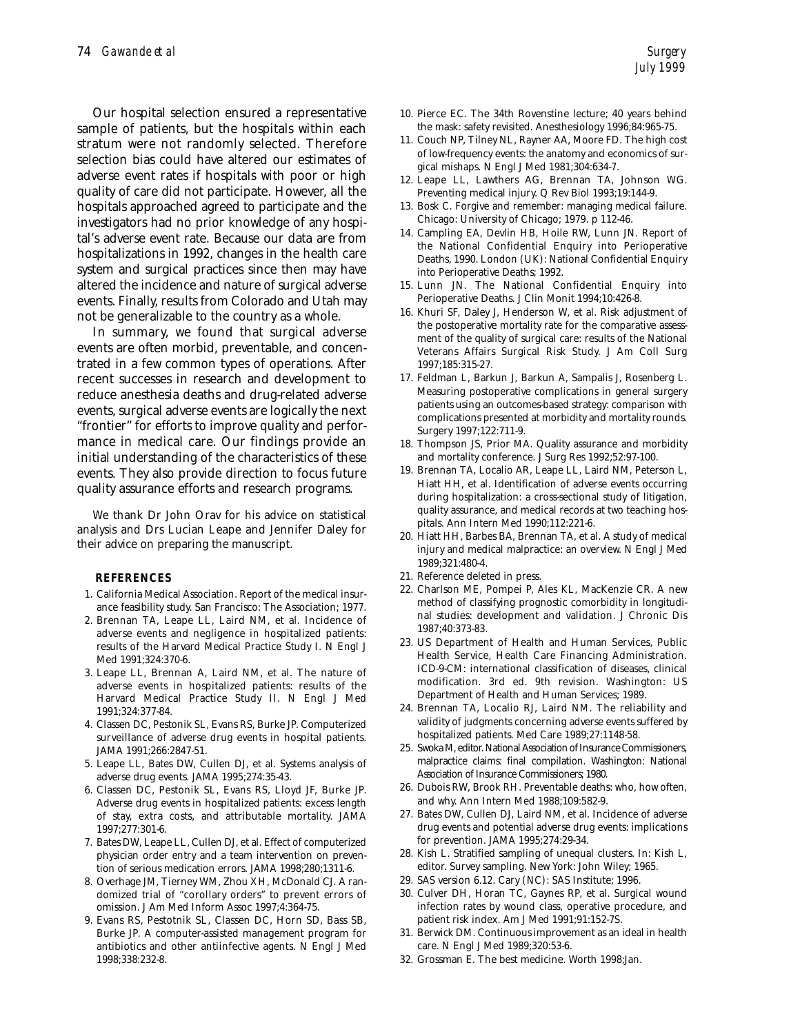Our hospital selection ensured a representative sample of patients, but the hospitals within each stratum were not randomly selected. Therefore selection bias could have altered our estimates of adverse event rates if hospitals with poor or high quality of care did not participate. However, all the hospitals approached agreed to participate and the investigators had no prior knowledge of any hospital's adverse event rate. Because our data are from hospitalizations in 1992, changes in the health care system and surgical practices since then may have altered the incidence and nature of surgical adverse events. Finally, results from Colorado and Utah may not be generalizable to the country as a whole.

In summary, we found that surgical adverse events are often morbid, preventable, and concentrated in a few common types of operations. After recent successes in research and development to reduce anesthesia deaths and drug-related adverse events, surgical adverse events are logically the next "frontier" for efforts to improve quality and performance in medical care. Our findings provide an initial understanding of the characteristics of these events. They also provide direction to focus future quality assurance efforts and research programs.

We thank Dr John Orav for his advice on statistical analysis and Drs Lucian Leape and Jennifer Daley for their advice on preparing the manuscript.

## REFERENCES

1. California Medical Association. Report of the medical insurance feasibility study. San Francisco: The Association; 1977.
2. Brennan TA, Leape LL, Laird NM, et al. Incidence of adverse events and negligence in hospitalized patients: results of the Harvard Medical Practice Study I. N Engl J Med 1991;324:370-6.
3. Leape LL, Brennan A, Laird NM, et al. The nature of adverse events in hospitalized patients: results of the Harvard Medical Practice Study II. N Engl J Med 1991;324:377-84.
4. Classen DC, Pestonik SL, Evans RS, Burke JP. Computerized surveillance of adverse drug events in hospital patients. JAMA 1991;266:2847-51.
5. Leape LL, Bates DW, Cullen DJ, et al. Systems analysis of adverse drug events. JAMA 1995;274:35-43.
6. Classen DC, Pestonik SL, Evans RS, Lloyd JF, Burke JP. Adverse drug events in hospitalized patients: excess length of stay, extra costs, and attributable mortality. JAMA 1997;277:301-6.
7. Bates DW, Leape LL, Cullen DJ, et al. Effect of computerized physician order entry and a team intervention on prevention of serious medication errors. JAMA 1998;280;1311-6.
8. Overhage JM, Tierney WM, Zhou XH, McDonald CJ. A randomized trial of "corollary orders" to prevent errors of omission. J Am Med Inform Assoc 1997;4:364-75.
9. Evans RS, Pestotnik SL, Classen DC, Horn SD, Bass SB, Burke JP. A computer-assisted management program for antibiotics and other antiinfective agents. N Engl J Med 1998;338:232-8.
10. Pierce EC. The 34th Rovenstine lecture; 40 years behind the mask: safety revisited. Anesthesiology 1996;84:965-75.
11. Couch NP, Tilney NL, Rayner AA, Moore FD. The high cost of low-frequency events: the anatomy and economics of surgical mishaps. N Engl J Med 1981;304:634-7.
12. Leape LL, Lawthers AG, Brennan TA, Johnson WG. Preventing medical injury. Q Rev Biol 1993;19:144-9.
13. Bosk C. Forgive and remember: managing medical failure. Chicago: University of Chicago; 1979. p 112-46.
14. Campling EA, Devlin HB, Hoile RW, Lunn JN. Report of the National Confidential Enquiry into Perioperative Deaths, 1990. London (UK): National Confidential Enquiry into Perioperative Deaths; 1992.
15. Lunn JN. The National Confidential Enquiry into Perioperative Deaths. J Clin Monit 1994;10:426-8.
16. Khuri SF, Daley J, Henderson W, et al. Risk adjustment of the postoperative mortality rate for the comparative assessment of the quality of surgical care: results of the National Veterans Affairs Surgical Risk Study. J Am Coll Surg 1997;185:315-27.
17. Feldman L, Barkun J, Barkun A, Sampalis J, Rosenberg L. Measuring postoperative complications in general surgery patients using an outcomes-based strategy: comparison with complications presented at morbidity and mortality rounds. Surgery 1997;122:711-9.
18. Thompson JS, Prior MA. Quality assurance and morbidity and mortality conference. J Surg Res 1992;52:97-100.
19. Brennan TA, Localio AR, Leape LL, Laird NM, Peterson L, Hiatt HH, et al. Identification of adverse events occurring during hospitalization: a cross-sectional study of litigation, quality assurance, and medical records at two teaching hospitals. Ann Intern Med 1990;112:221-6.
20. Hiatt HH, Barbes BA, Brennan TA, et al. A study of medical injury and medical malpractice: an overview. N Engl J Med 1989;321:480-4.
21. Reference deleted in press.
22. Charlson ME, Pompei P, Ales KL, MacKenzie CR. A new method of classifying prognostic comorbidity in longitudinal studies: development and validation. J Chronic Dis 1987;40:373-83.
23. US Department of Health and Human Services, Public Health Service, Health Care Financing Administration. ICD-9-CM: international classification of diseases, clinical modification. 3rd ed. 9th revision. Washington: US Department of Health and Human Services; 1989.
24. Brennan TA, Localio RJ, Laird NM. The reliability and validity of judgments concerning adverse events suffered by hospitalized patients. Med Care 1989;27:1148-58.
25. Swoka M, editor. National Association of Insurance Commissioners, malpractice claims: final compilation. Washington: National Association of Insurance Commissioners; 1980.
26. Dubois RW, Brook RH. Preventable deaths: who, how often, and why. Ann Intern Med 1988;109:582-9.
27. Bates DW, Cullen DJ, Laird NM, et al. Incidence of adverse drug events and potential adverse drug events: implications for prevention. JAMA 1995;274:29-34.
28. Kish L. Stratified sampling of unequal clusters. In: Kish L, editor. Survey sampling. New York: John Wiley; 1965.
29. SAS version 6.12. Cary (NC): SAS Institute; 1996.
30. Culver DH, Horan TC, Gaynes RP, et al. Surgical wound infection rates by wound class, operative procedure, and patient risk index. Am J Med 1991;91:152-7S.
31. Berwick DM. Continuous improvement as an ideal in health care. N Engl J Med 1989;320:53-6.
32. Grossman E. The best medicine. Worth 1998;Jan.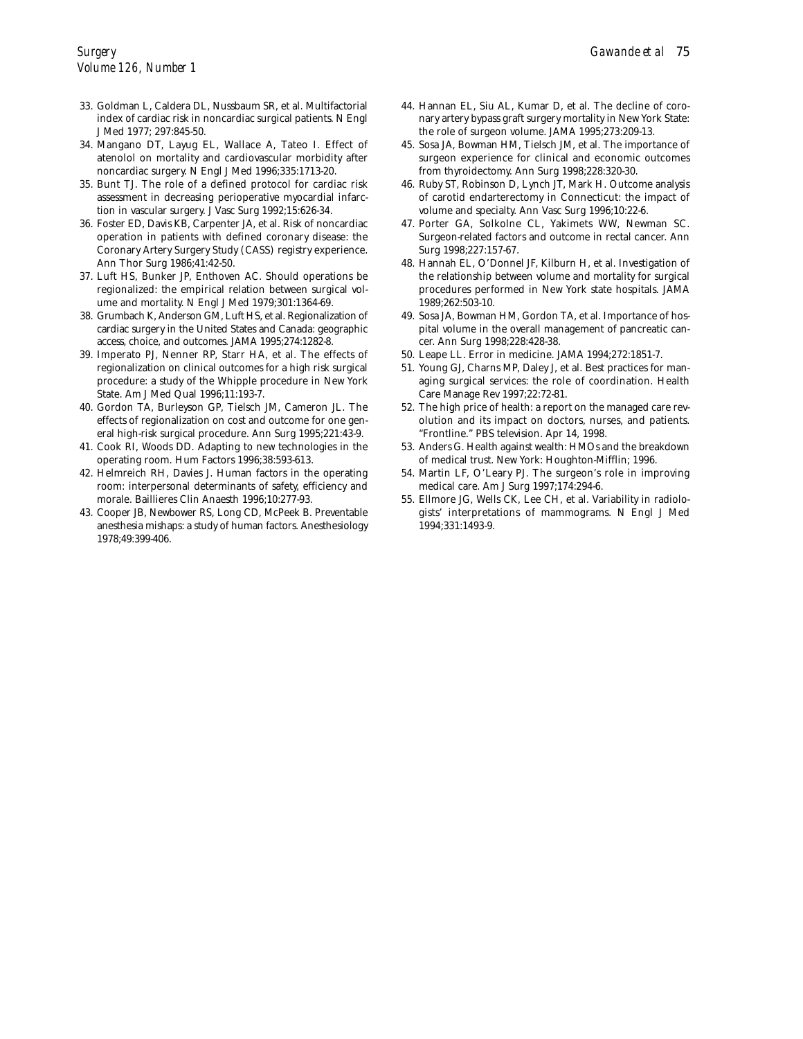33. Goldman L, Caldera DL, Nussbaum SR, et al. Multifactorial index of cardiac risk in noncardiac surgical patients. N Engl J Med 1977; 297:845-50.
34. Mangano DT, Layug EL, Wallace A, Tateo I. Effect of atenolol on mortality and cardiovascular morbidity after noncardiac surgery. N Engl J Med 1996;335:1713-20.
35. Bunt TJ. The role of a defined protocol for cardiac risk assessment in decreasing perioperative myocardial infarction in vascular surgery. J Vasc Surg 1992;15:626-34.
36. Foster ED, Davis KB, Carpenter JA, et al. Risk of noncardiac operation in patients with defined coronary disease: the Coronary Artery Surgery Study (CASS) registry experience. Ann Thor Surg 1986;41:42-50.
37. Luft HS, Bunker JP, Enthoven AC. Should operations be regionalized: the empirical relation between surgical volume and mortality. N Engl J Med 1979;301:1364-69.
38. Grumbach K, Anderson GM, Luft HS, et al. Regionalization of cardiac surgery in the United States and Canada: geographic access, choice, and outcomes. JAMA 1995;274:1282-8.
39. Imperato PJ, Nenner RP, Starr HA, et al. The effects of regionalization on clinical outcomes for a high risk surgical procedure: a study of the Whipple procedure in New York State. Am J Med Qual 1996;11:193-7.
40. Gordon TA, Burleyson GP, Tielsch JM, Cameron JL. The effects of regionalization on cost and outcome for one general high-risk surgical procedure. Ann Surg 1995;221:43-9.
41. Cook RI, Woods DD. Adapting to new technologies in the operating room. Hum Factors 1996;38:593-613.
42. Helmreich RH, Davies J. Human factors in the operating room: interpersonal determinants of safety, efficiency and morale. Baillieres Clin Anaesth 1996;10:277-93.
43. Cooper JB, Newbower RS, Long CD, McPeek B. Preventable anesthesia mishaps: a study of human factors. Anesthesiology 1978;49:399-406.
44. Hannan EL, Siu AL, Kumar D, et al. The decline of coronary artery bypass graft surgery mortality in New York State: the role of surgeon volume. JAMA 1995;273:209-13.
45. Sosa JA, Bowman HM, Tielsch JM, et al. The importance of surgeon experience for clinical and economic outcomes from thyroidectomy. Ann Surg 1998;228:320-30.
46. Ruby ST, Robinson D, Lynch JT, Mark H. Outcome analysis of carotid endarterectomy in Connecticut: the impact of volume and specialty. Ann Vasc Surg 1996;10:22-6.
47. Porter GA, Solkolne CL, Yakimets WW, Newman SC. Surgeon-related factors and outcome in rectal cancer. Ann Surg 1998;227:157-67.
48. Hannah EL, O'Donnel JF, Kilburn H, et al. Investigation of the relationship between volume and mortality for surgical procedures performed in New York state hospitals. JAMA 1989;262:503-10.
49. Sosa JA, Bowman HM, Gordon TA, et al. Importance of hospital volume in the overall management of pancreatic cancer. Ann Surg 1998;228:428-38.
50. Leape LL. Error in medicine. JAMA 1994;272:1851-7.
51. Young GJ, Charns MP, Daley J, et al. Best practices for managing surgical services: the role of coordination. Health Care Manage Rev 1997;22:72-81.
52. The high price of health: a report on the managed care revolution and its impact on doctors, nurses, and patients. "Frontline." PBS television. Apr 14, 1998.
53. Anders G. Health against wealth: HMOs and the breakdown of medical trust. New York: Houghton-Mifflin; 1996.
54. Martin LF, O'Leary PJ. The surgeon's role in improving medical care. Am J Surg 1997;174:294-6.
55. Ellmore JG, Wells CK, Lee CH, et al. Variability in radiologists' interpretations of mammograms. N Engl J Med 1994;331:1493-9.